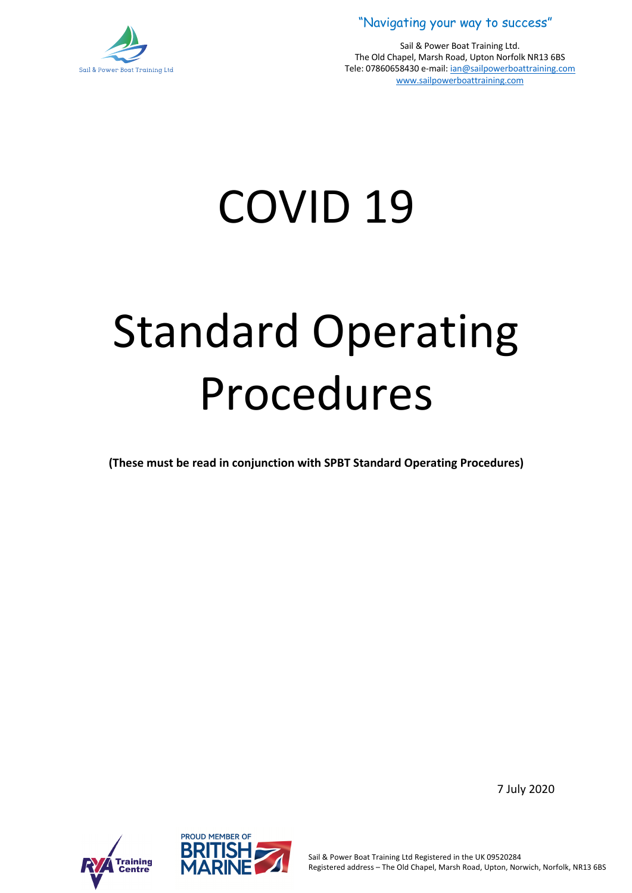"Navigating your way to success"

Sail & Power Boat Training Ltd.
The Old Chapel, Marsh Road, Upton Norfolk NR13 6BS
Tele: 07860658430 e-mail: ian@sailpowerboattraining.com
www.sailpowerboattraining.com

# COVID 19

# Standard Operating Procedures

**(These must be read in conjunction with SPBT Standard Operating Procedures)**

7 July 2020

Sail & Power Boat Training Ltd Registered in the UK 09520284
Registered address – The Old Chapel, Marsh Road, Upton, Norwich, Norfolk, NR13 6BS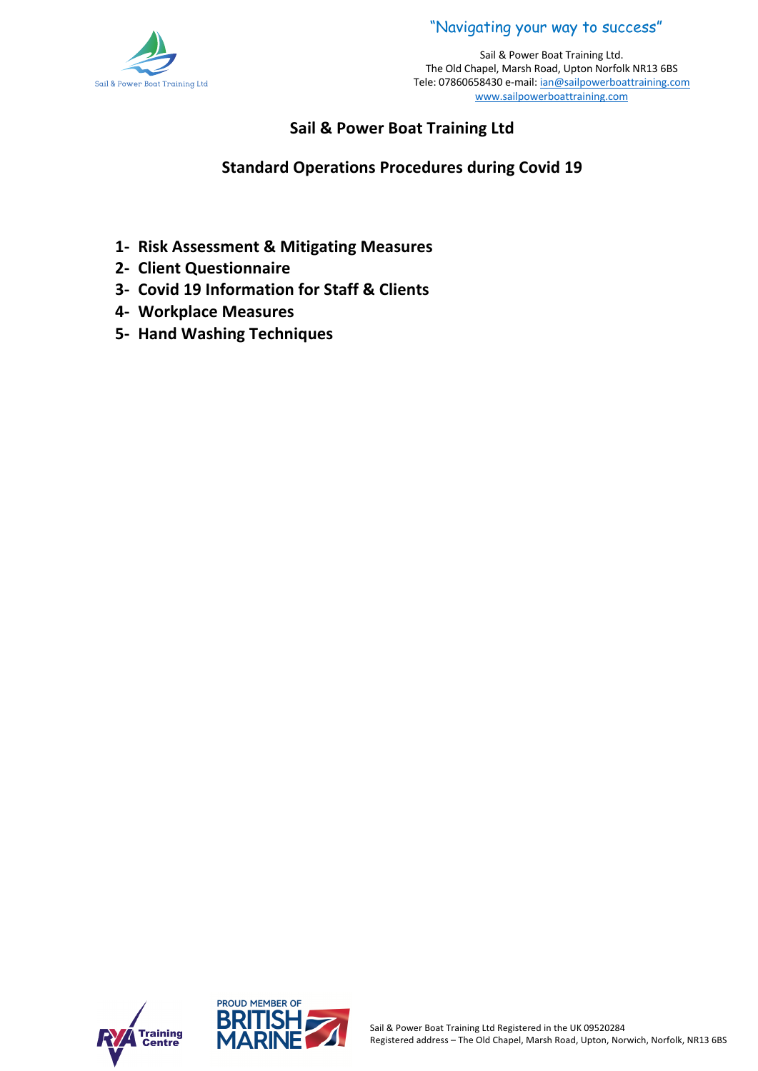## Sail & Power Boat Training Ltd

## Standard Operations Procedures during Covid 19

1- **Risk Assessment & Mitigating Measures**
2- **Client Questionnaire**
3- **Covid 19 Information for Staff & Clients**
4- **Workplace Measures**
5- **Hand Washing Techniques**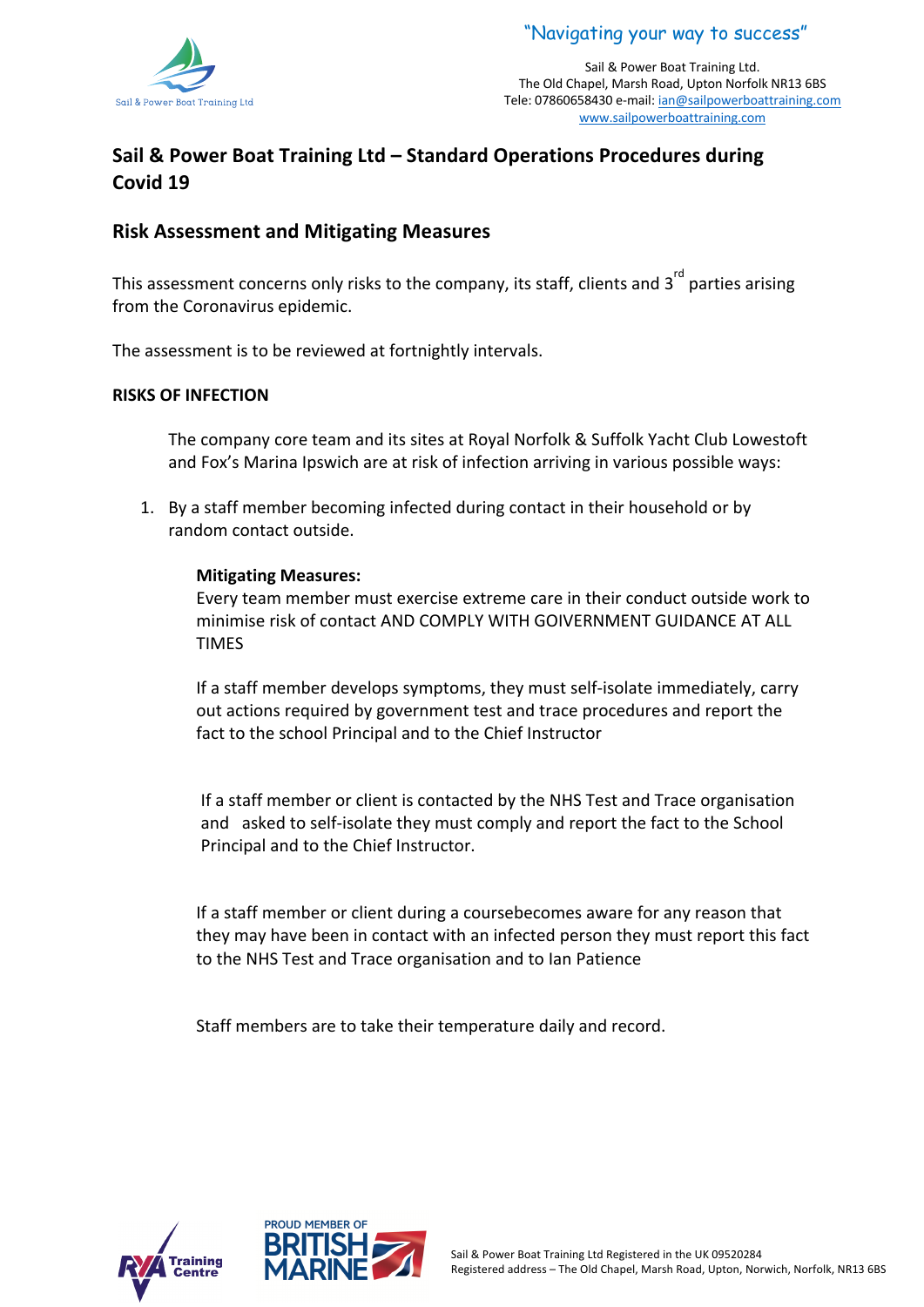## Sail & Power Boat Training Ltd – Standard Operations Procedures during Covid 19

## Risk Assessment and Mitigating Measures

This assessment concerns only risks to the company, its staff, clients and 3rd parties arising from the Coronavirus epidemic.

The assessment is to be reviewed at fortnightly intervals.

**RISKS OF INFECTION**

The company core team and its sites at Royal Norfolk & Suffolk Yacht Club Lowestoft and Fox's Marina Ipswich are at risk of infection arriving in various possible ways:

1. By a staff member becoming infected during contact in their household or by random contact outside.

   **Mitigating Measures:**
   Every team member must exercise extreme care in their conduct outside work to minimise risk of contact AND COMPLY WITH GOIVERNMENT GUIDANCE AT ALL TIMES

   If a staff member develops symptoms, they must self-isolate immediately, carry out actions required by government test and trace procedures and report the fact to the school Principal and to the Chief Instructor

   If a staff member or client is contacted by the NHS Test and Trace organisation and asked to self-isolate they must comply and report the fact to the School Principal and to the Chief Instructor.

   If a staff member or client during a coursebecomes aware for any reason that they may have been in contact with an infected person they must report this fact to the NHS Test and Trace organisation and to Ian Patience

   Staff members are to take their temperature daily and record.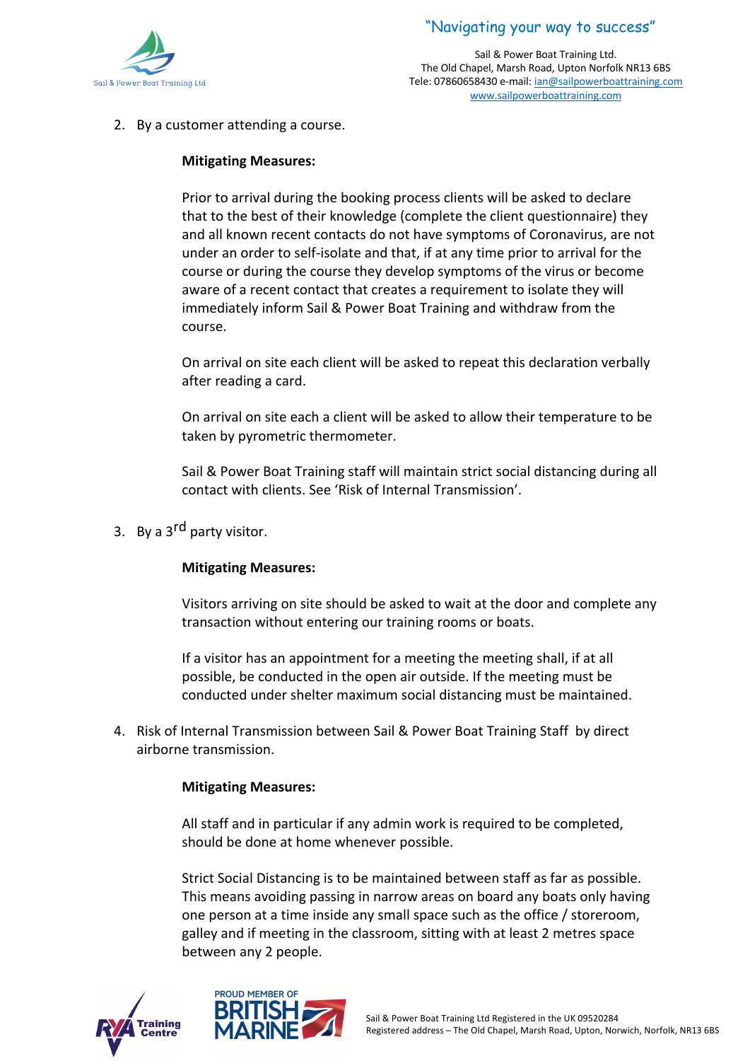2. By a customer attending a course.

   **Mitigating Measures:**

   Prior to arrival during the booking process clients will be asked to declare that to the best of their knowledge (complete the client questionnaire) they and all known recent contacts do not have symptoms of Coronavirus, are not under an order to self-isolate and that, if at any time prior to arrival for the course or during the course they develop symptoms of the virus or become aware of a recent contact that creates a requirement to isolate they will immediately inform Sail & Power Boat Training and withdraw from the course.

   On arrival on site each client will be asked to repeat this declaration verbally after reading a card.

   On arrival on site each a client will be asked to allow their temperature to be taken by pyrometric thermometer.

   Sail & Power Boat Training staff will maintain strict social distancing during all contact with clients. See 'Risk of Internal Transmission'.

3. By a 3rd party visitor.

   **Mitigating Measures:**

   Visitors arriving on site should be asked to wait at the door and complete any transaction without entering our training rooms or boats.

   If a visitor has an appointment for a meeting the meeting shall, if at all possible, be conducted in the open air outside. If the meeting must be conducted under shelter maximum social distancing must be maintained.

4. Risk of Internal Transmission between Sail & Power Boat Training Staff by direct airborne transmission.

   **Mitigating Measures:**

   All staff and in particular if any admin work is required to be completed, should be done at home whenever possible.

   Strict Social Distancing is to be maintained between staff as far as possible. This means avoiding passing in narrow areas on board any boats only having one person at a time inside any small space such as the office / storeroom, galley and if meeting in the classroom, sitting with at least 2 metres space between any 2 people.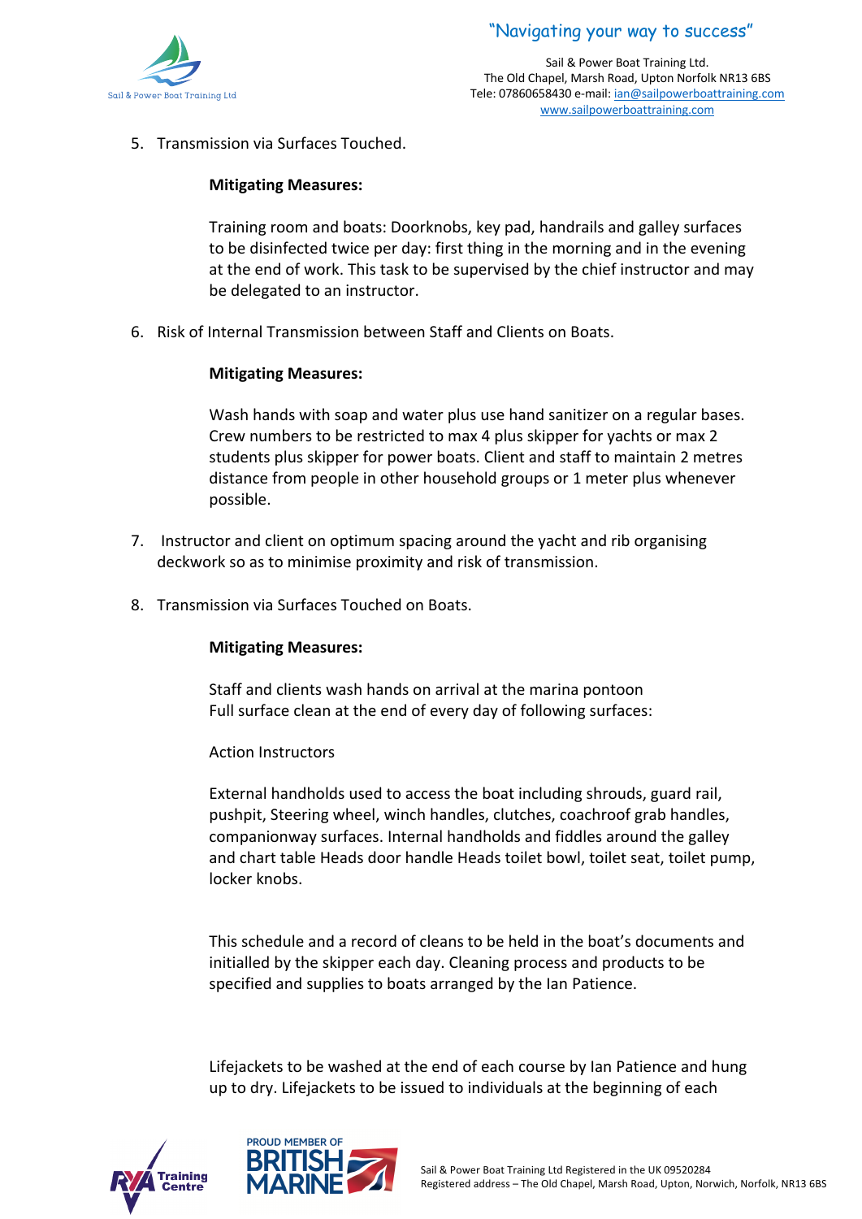5. Transmission via Surfaces Touched.

   **Mitigating Measures:**

   Training room and boats: Doorknobs, key pad, handrails and galley surfaces to be disinfected twice per day: first thing in the morning and in the evening at the end of work. This task to be supervised by the chief instructor and may be delegated to an instructor.

6. Risk of Internal Transmission between Staff and Clients on Boats.

   **Mitigating Measures:**

   Wash hands with soap and water plus use hand sanitizer on a regular bases. Crew numbers to be restricted to max 4 plus skipper for yachts or max 2 students plus skipper for power boats. Client and staff to maintain 2 metres distance from people in other household groups or 1 meter plus whenever possible.

7. Instructor and client on optimum spacing around the yacht and rib organising deckwork so as to minimise proximity and risk of transmission.

8. Transmission via Surfaces Touched on Boats.

   **Mitigating Measures:**

   Staff and clients wash hands on arrival at the marina pontoon
   Full surface clean at the end of every day of following surfaces:

   Action Instructors

   External handholds used to access the boat including shrouds, guard rail, pushpit, Steering wheel, winch handles, clutches, coachroof grab handles, companionway surfaces. Internal handholds and fiddles around the galley and chart table Heads door handle Heads toilet bowl, toilet seat, toilet pump, locker knobs.

   This schedule and a record of cleans to be held in the boat's documents and initialled by the skipper each day. Cleaning process and products to be specified and supplies to boats arranged by the Ian Patience.

   Lifejackets to be washed at the end of each course by Ian Patience and hung up to dry. Lifejackets to be issued to individuals at the beginning of each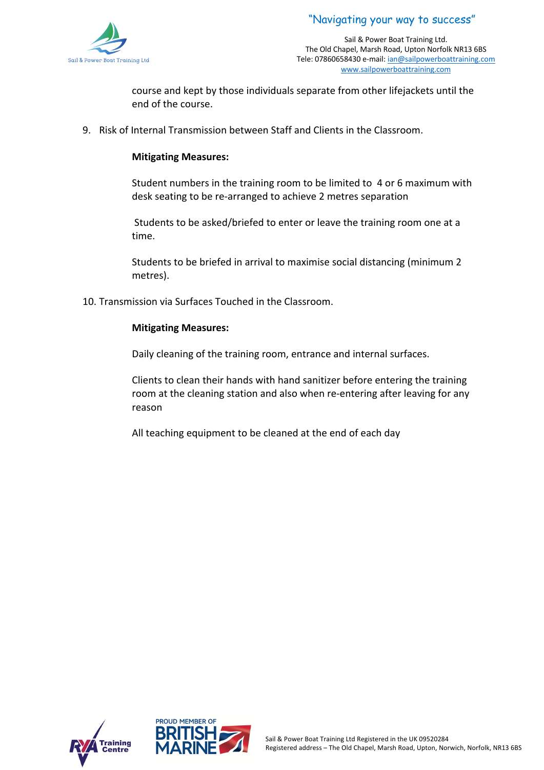course and kept by those individuals separate from other lifejackets until the end of the course.

9. Risk of Internal Transmission between Staff and Clients in the Classroom.

   **Mitigating Measures:**

   Student numbers in the training room to be limited to 4 or 6 maximum with desk seating to be re-arranged to achieve 2 metres separation

   Students to be asked/briefed to enter or leave the training room one at a time.

   Students to be briefed in arrival to maximise social distancing (minimum 2 metres).

10. Transmission via Surfaces Touched in the Classroom.

    **Mitigating Measures:**

    Daily cleaning of the training room, entrance and internal surfaces.

    Clients to clean their hands with hand sanitizer before entering the training room at the cleaning station and also when re-entering after leaving for any reason

    All teaching equipment to be cleaned at the end of each day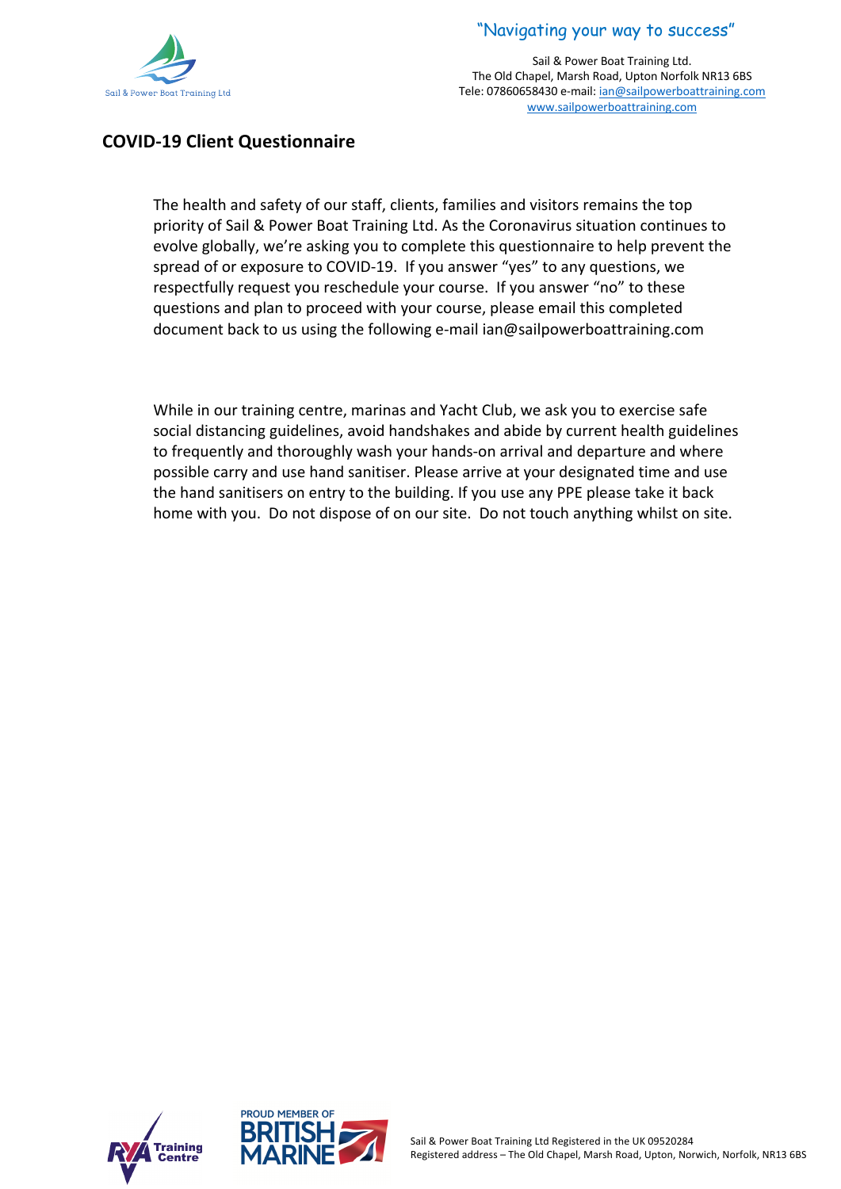## COVID-19 Client Questionnaire

The health and safety of our staff, clients, families and visitors remains the top priority of Sail & Power Boat Training Ltd. As the Coronavirus situation continues to evolve globally, we're asking you to complete this questionnaire to help prevent the spread of or exposure to COVID-19. If you answer "yes" to any questions, we respectfully request you reschedule your course. If you answer "no" to these questions and plan to proceed with your course, please email this completed document back to us using the following e-mail ian@sailpowerboattraining.com

While in our training centre, marinas and Yacht Club, we ask you to exercise safe social distancing guidelines, avoid handshakes and abide by current health guidelines to frequently and thoroughly wash your hands-on arrival and departure and where possible carry and use hand sanitiser. Please arrive at your designated time and use the hand sanitisers on entry to the building. If you use any PPE please take it back home with you. Do not dispose of on our site. Do not touch anything whilst on site.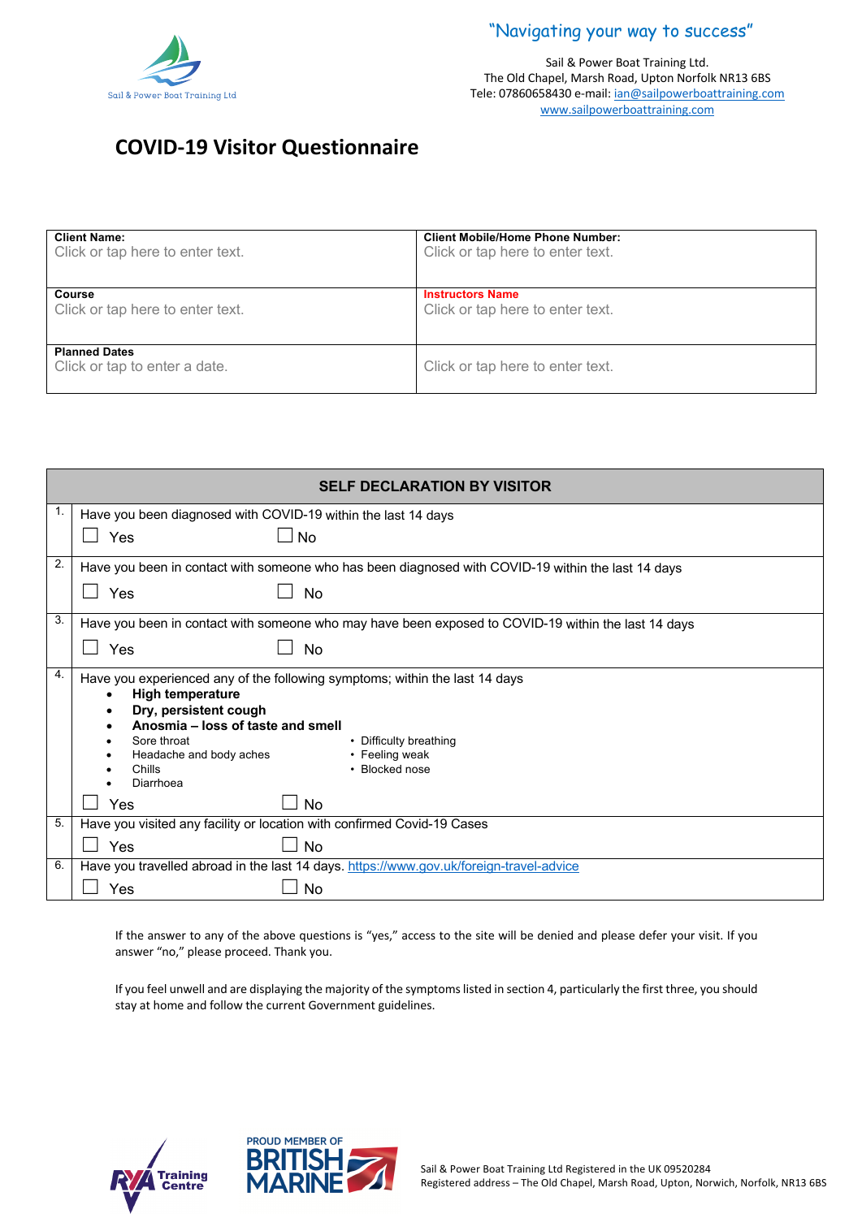"Navigating your way to success"

Sail & Power Boat Training Ltd.
The Old Chapel, Marsh Road, Upton Norfolk NR13 6BS
Tele: 07860658430 e-mail: ian@sailpowerboattraining.com
www.sailpowerboattraining.com

# COVID-19 Visitor Questionnaire

| **Client Name:** Click or tap here to enter text. | **Client Mobile/Home Phone Number:** Click or tap here to enter text. |
|---|---|
| **Course** Click or tap here to enter text. | **Instructors Name** Click or tap here to enter text. |
| **Planned Dates** Click or tap to enter a date. | Click or tap here to enter text. |

| | **SELF DECLARATION BY VISITOR** |
|---|---|
| 1. | Have you been diagnosed with COVID-19 within the last 14 days<br>☐ Yes ☐ No |
| 2. | Have you been in contact with someone who has been diagnosed with COVID-19 within the last 14 days<br>☐ Yes ☐ No |
| 3. | Have you been in contact with someone who may have been exposed to COVID-19 within the last 14 days<br>☐ Yes ☐ No |
| 4. | Have you experienced any of the following symptoms; within the last 14 days<br>• **High temperature**<br>• **Dry, persistent cough**<br>• **Anosmia – loss of taste and smell**<br>• Sore throat<br>• Headache and body aches<br>• Chills<br>• Diarrhoea<br>• Difficulty breathing<br>• Feeling weak<br>• Blocked nose<br>☐ Yes ☐ No |
| 5. | Have you visited any facility or location with confirmed Covid-19 Cases<br>☐ Yes ☐ No |
| 6. | Have you travelled abroad in the last 14 days. https://www.gov.uk/foreign-travel-advice<br>☐ Yes ☐ No |

If the answer to any of the above questions is "yes," access to the site will be denied and please defer your visit. If you answer "no," please proceed. Thank you.

If you feel unwell and are displaying the majority of the symptoms listed in section 4, particularly the first three, you should stay at home and follow the current Government guidelines.

Sail & Power Boat Training Ltd Registered in the UK 09520284
Registered address – The Old Chapel, Marsh Road, Upton, Norwich, Norfolk, NR13 6BS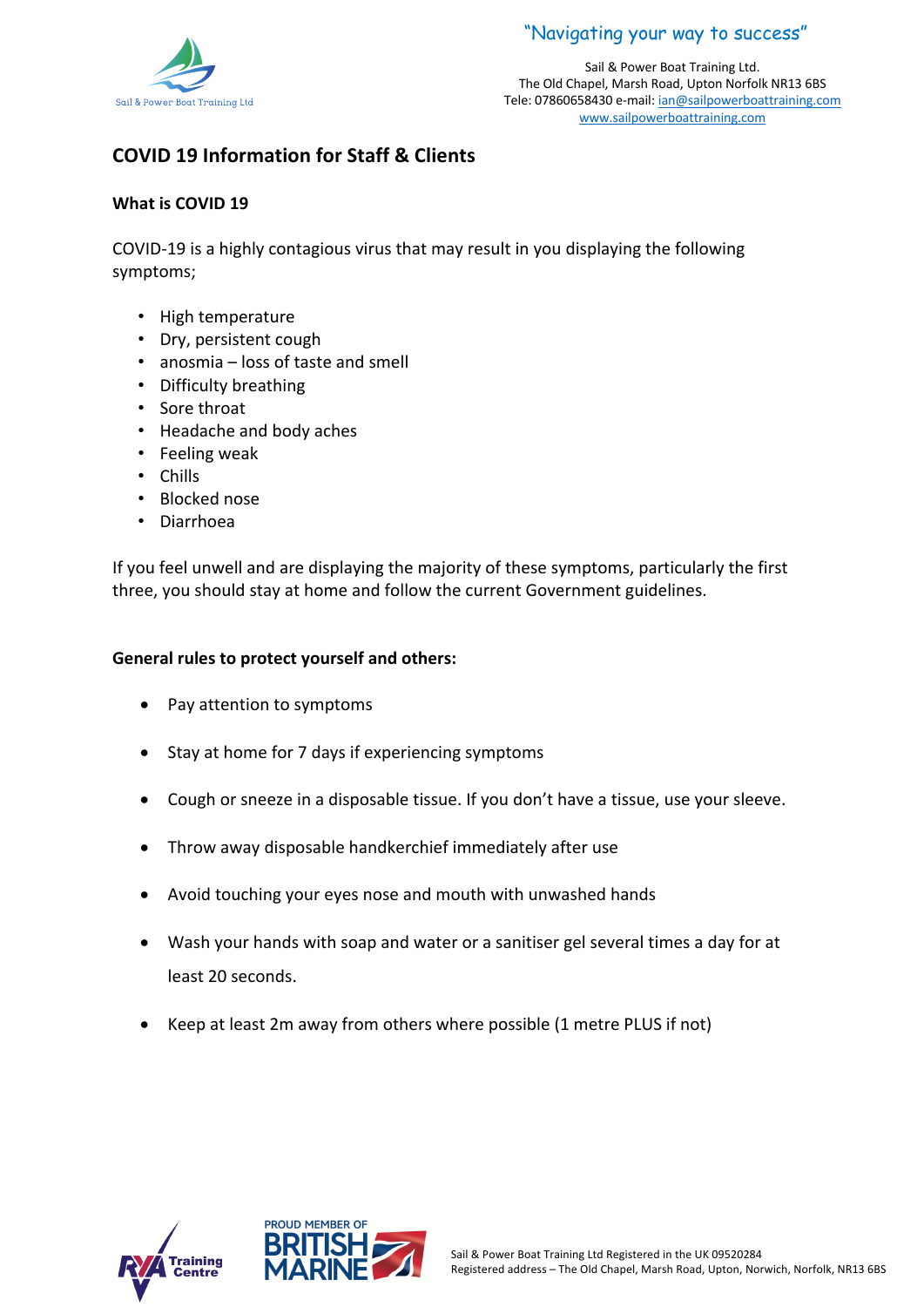## COVID 19 Information for Staff & Clients

### What is COVID 19

COVID-19 is a highly contagious virus that may result in you displaying the following symptoms;

- High temperature
- Dry, persistent cough
- anosmia – loss of taste and smell
- Difficulty breathing
- Sore throat
- Headache and body aches
- Feeling weak
- Chills
- Blocked nose
- Diarrhoea

If you feel unwell and are displaying the majority of these symptoms, particularly the first three, you should stay at home and follow the current Government guidelines.

### General rules to protect yourself and others:

- Pay attention to symptoms
- Stay at home for 7 days if experiencing symptoms
- Cough or sneeze in a disposable tissue. If you don't have a tissue, use your sleeve.
- Throw away disposable handkerchief immediately after use
- Avoid touching your eyes nose and mouth with unwashed hands
- Wash your hands with soap and water or a sanitiser gel several times a day for at least 20 seconds.
- Keep at least 2m away from others where possible (1 metre PLUS if not)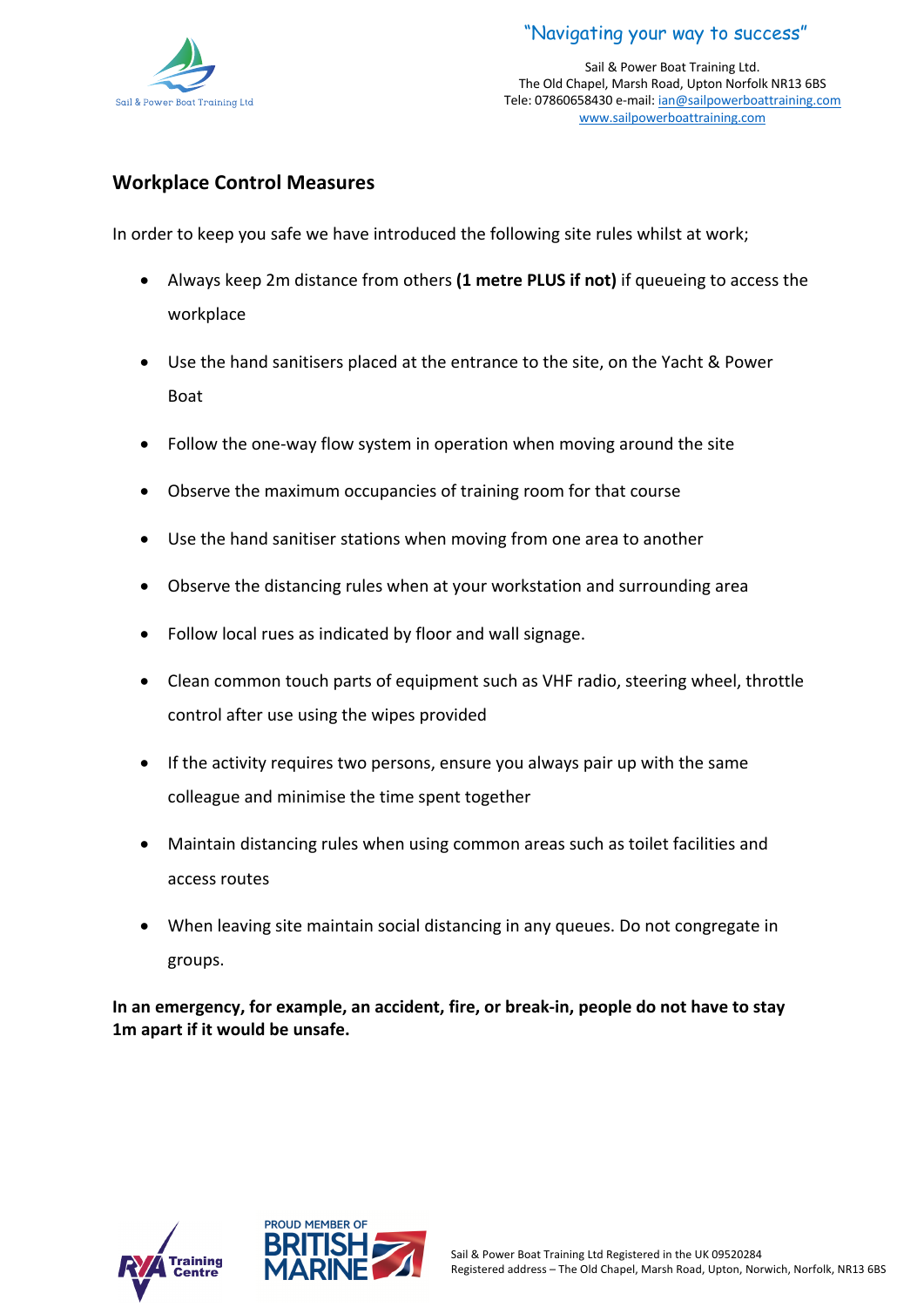## Workplace Control Measures

In order to keep you safe we have introduced the following site rules whilst at work;

- Always keep 2m distance from others **(1 metre PLUS if not)** if queueing to access the workplace
- Use the hand sanitisers placed at the entrance to the site, on the Yacht & Power Boat
- Follow the one-way flow system in operation when moving around the site
- Observe the maximum occupancies of training room for that course
- Use the hand sanitiser stations when moving from one area to another
- Observe the distancing rules when at your workstation and surrounding area
- Follow local rues as indicated by floor and wall signage.
- Clean common touch parts of equipment such as VHF radio, steering wheel, throttle control after use using the wipes provided
- If the activity requires two persons, ensure you always pair up with the same colleague and minimise the time spent together
- Maintain distancing rules when using common areas such as toilet facilities and access routes
- When leaving site maintain social distancing in any queues. Do not congregate in groups.

**In an emergency, for example, an accident, fire, or break-in, people do not have to stay 1m apart if it would be unsafe.**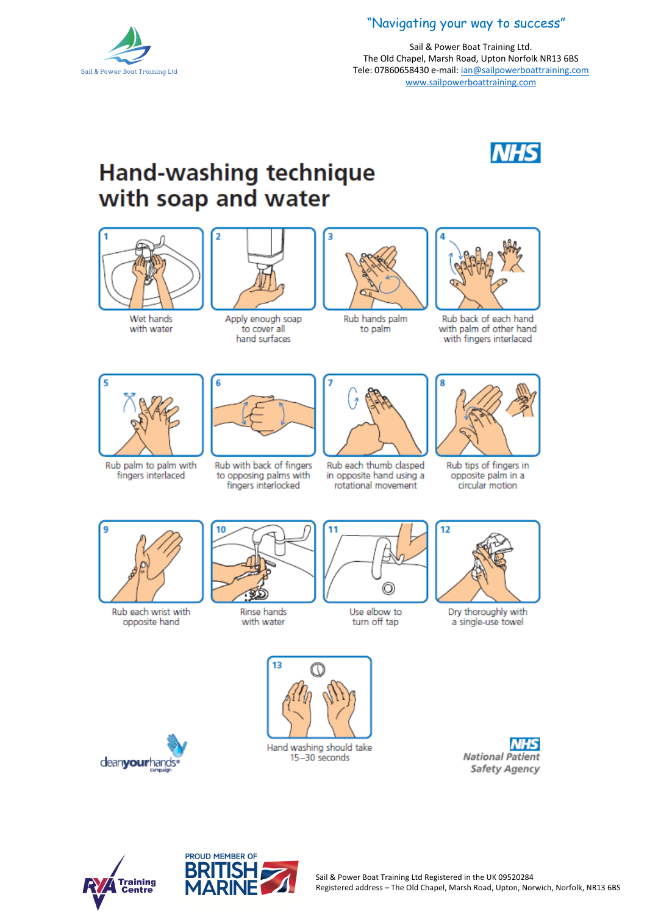"Navigating your way to success"

Sail & Power Boat Training Ltd.
The Old Chapel, Marsh Road, Upton Norfolk NR13 6BS
Tele: 07860658430 e-mail: ian@sailpowerboattraining.com
www.sailpowerboattraining.com

NHS

# Hand-washing technique with soap and water

1. Wet hands with water
2. Apply enough soap to cover all hand surfaces
3. Rub hands palm to palm
4. Rub back of each hand with palm of other hand with fingers interlaced
5. Rub palm to palm with fingers interlaced
6. Rub with back of fingers to opposing palms with fingers interlocked
7. Rub each thumb clasped in opposite hand using a rotational movement
8. Rub tips of fingers in opposite palm in a circular motion
9. Rub each wrist with opposite hand
10. Rinse hands with water
11. Use elbow to turn off tap
12. Dry thoroughly with a single-use towel
13. Hand washing should take 15–30 seconds

cleanyourhands campaign

NHS National Patient Safety Agency

Sail & Power Boat Training Ltd Registered in the UK 09520284
Registered address – The Old Chapel, Marsh Road, Upton, Norwich, Norfolk, NR13 6BS